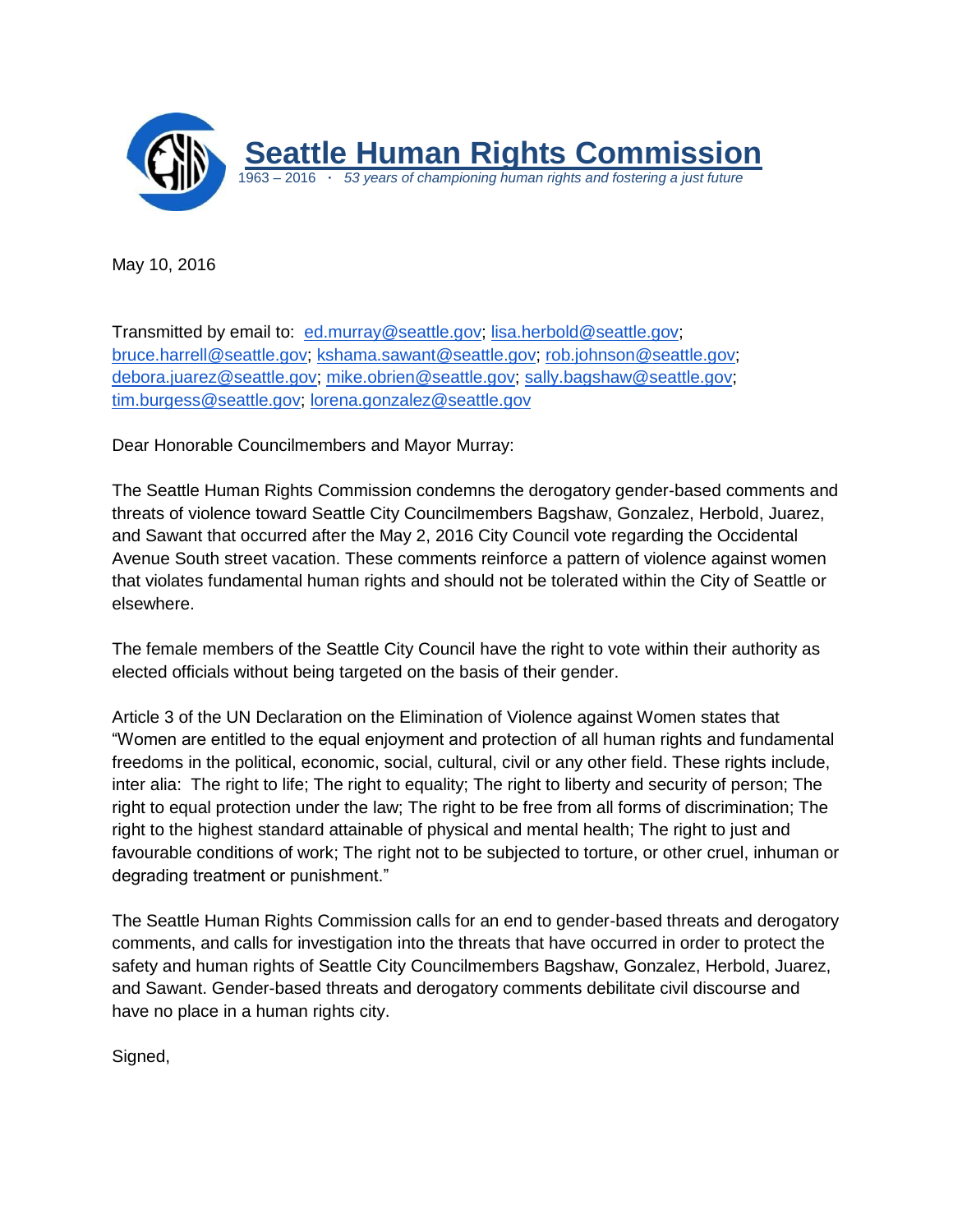# Seattle Human Rights Commission

1963 – 2016 · *53 years of championing human rights and fostering a just future*

May 10, 2016

Transmitted by email to: ed.murray@seattle.gov; lisa.herbold@seattle.gov; bruce.harrell@seattle.gov; kshama.sawant@seattle.gov; rob.johnson@seattle.gov; debora.juarez@seattle.gov; mike.obrien@seattle.gov; sally.bagshaw@seattle.gov; tim.burgess@seattle.gov; lorena.gonzalez@seattle.gov

Dear Honorable Councilmembers and Mayor Murray:

The Seattle Human Rights Commission condemns the derogatory gender-based comments and threats of violence toward Seattle City Councilmembers Bagshaw, Gonzalez, Herbold, Juarez, and Sawant that occurred after the May 2, 2016 City Council vote regarding the Occidental Avenue South street vacation. These comments reinforce a pattern of violence against women that violates fundamental human rights and should not be tolerated within the City of Seattle or elsewhere.

The female members of the Seattle City Council have the right to vote within their authority as elected officials without being targeted on the basis of their gender.

Article 3 of the UN Declaration on the Elimination of Violence against Women states that "Women are entitled to the equal enjoyment and protection of all human rights and fundamental freedoms in the political, economic, social, cultural, civil or any other field. These rights include, inter alia: The right to life; The right to equality; The right to liberty and security of person; The right to equal protection under the law; The right to be free from all forms of discrimination; The right to the highest standard attainable of physical and mental health; The right to just and favourable conditions of work; The right not to be subjected to torture, or other cruel, inhuman or degrading treatment or punishment."

The Seattle Human Rights Commission calls for an end to gender-based threats and derogatory comments, and calls for investigation into the threats that have occurred in order to protect the safety and human rights of Seattle City Councilmembers Bagshaw, Gonzalez, Herbold, Juarez, and Sawant. Gender-based threats and derogatory comments debilitate civil discourse and have no place in a human rights city.

Signed,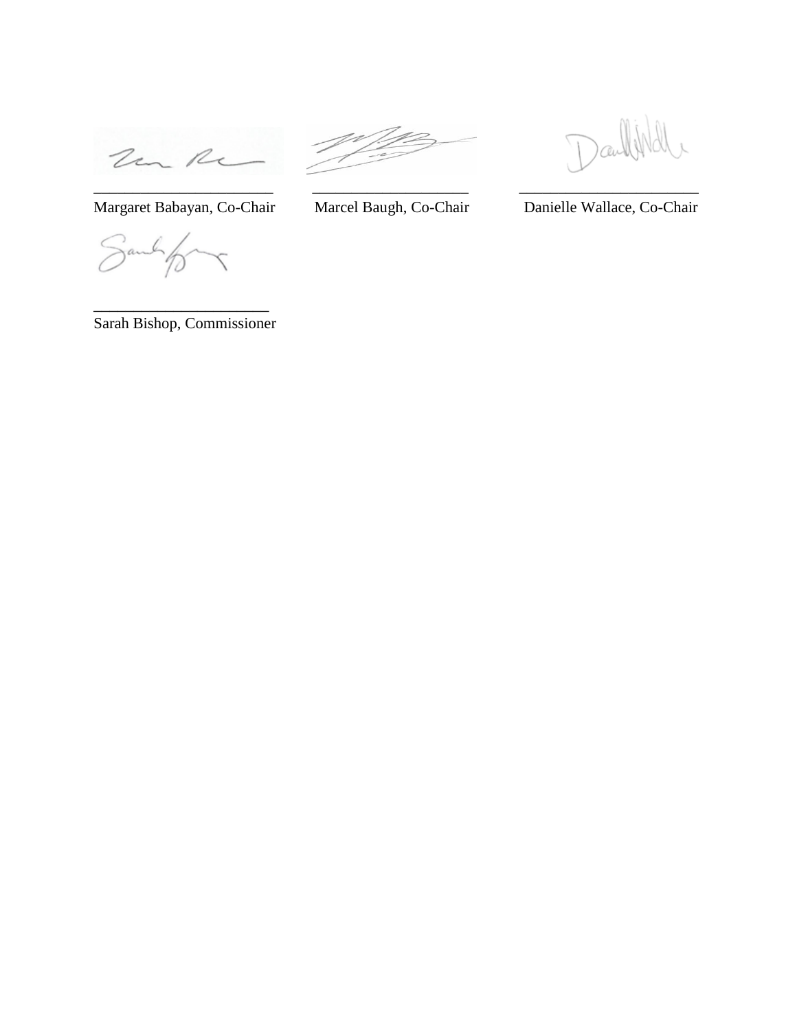\_\_\_\_\_\_\_\_\_\_\_\_\_\_\_\_\_\_\_\_\_\_\_\_ \_\_\_\_\_\_\_\_\_\_\_\_\_\_\_\_\_\_\_\_\_\_\_\_ \_\_\_\_\_\_\_\_\_\_\_\_\_\_\_\_\_\_\_\_\_\_\_\_

Margaret Babayan, Co-Chair

Marcel Baugh, Co-Chair

Danielle Wallace, Co-Chair

\_\_\_\_\_\_\_\_\_\_\_\_\_\_\_\_\_\_\_\_\_\_\_\_

Sarah Bishop, Commissioner